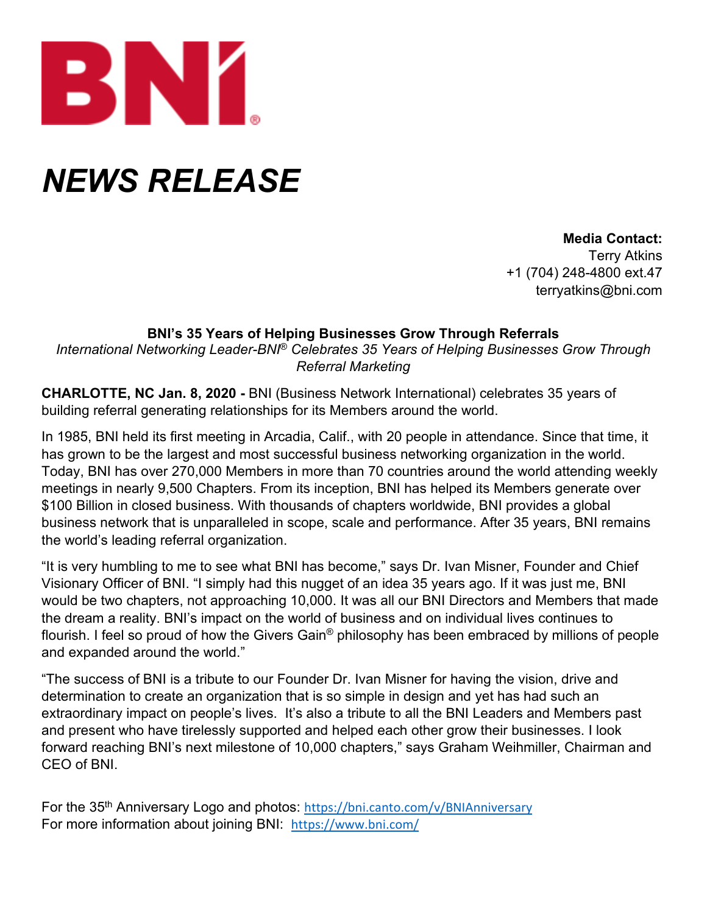BNI®

# *NEWS RELEASE*

**Media Contact:**
Terry Atkins
+1 (704) 248-4800 ext.47
terryatkins@bni.com

**BNI's 35 Years of Helping Businesses Grow Through Referrals**
*International Networking Leader-BNI® Celebrates 35 Years of Helping Businesses Grow Through Referral Marketing*

**CHARLOTTE, NC Jan. 8, 2020 -** BNI (Business Network International) celebrates 35 years of building referral generating relationships for its Members around the world.

In 1985, BNI held its first meeting in Arcadia, Calif., with 20 people in attendance. Since that time, it has grown to be the largest and most successful business networking organization in the world. Today, BNI has over 270,000 Members in more than 70 countries around the world attending weekly meetings in nearly 9,500 Chapters. From its inception, BNI has helped its Members generate over $100 Billion in closed business. With thousands of chapters worldwide, BNI provides a global business network that is unparalleled in scope, scale and performance. After 35 years, BNI remains the world's leading referral organization.

"It is very humbling to me to see what BNI has become," says Dr. Ivan Misner, Founder and Chief Visionary Officer of BNI. "I simply had this nugget of an idea 35 years ago. If it was just me, BNI would be two chapters, not approaching 10,000. It was all our BNI Directors and Members that made the dream a reality. BNI's impact on the world of business and on individual lives continues to flourish. I feel so proud of how the Givers Gain® philosophy has been embraced by millions of people and expanded around the world."

"The success of BNI is a tribute to our Founder Dr. Ivan Misner for having the vision, drive and determination to create an organization that is so simple in design and yet has had such an extraordinary impact on people's lives. It's also a tribute to all the BNI Leaders and Members past and present who have tirelessly supported and helped each other grow their businesses. I look forward reaching BNI's next milestone of 10,000 chapters," says Graham Weihmiller, Chairman and CEO of BNI.

For the 35th Anniversary Logo and photos: https://bni.canto.com/v/BNIAnniversary
For more information about joining BNI: https://www.bni.com/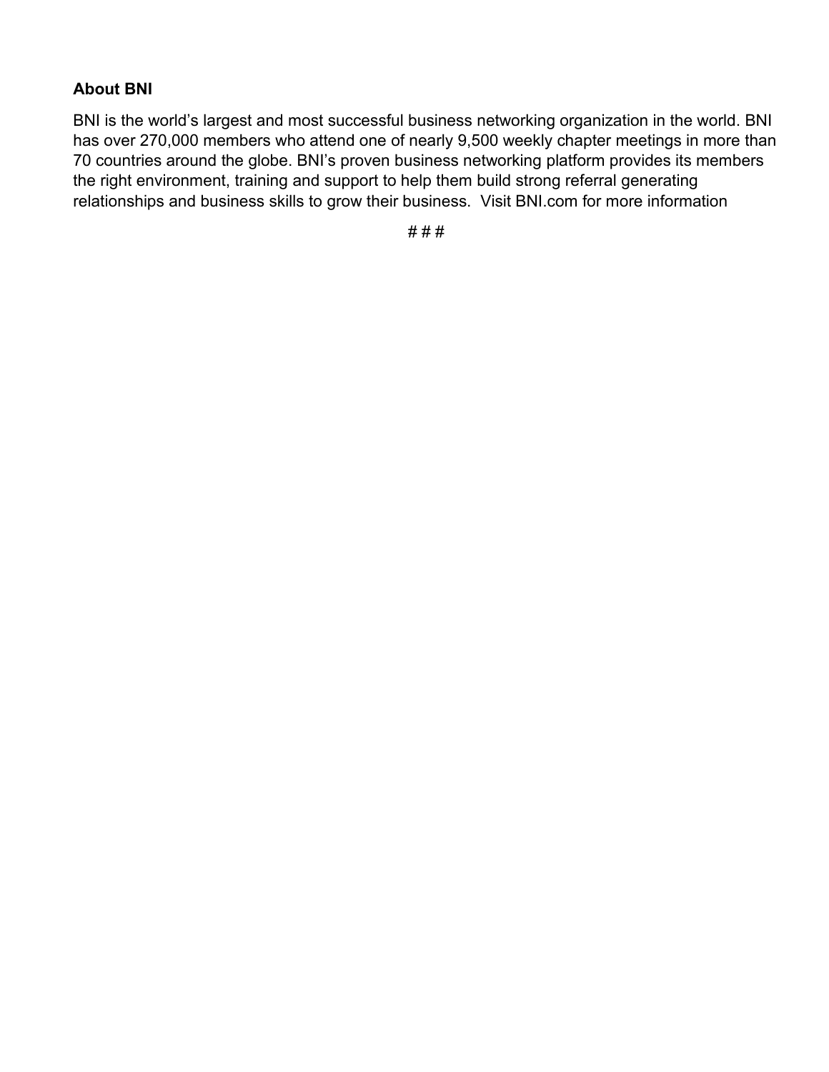**About BNI**

BNI is the world's largest and most successful business networking organization in the world. BNI has over 270,000 members who attend one of nearly 9,500 weekly chapter meetings in more than 70 countries around the globe. BNI's proven business networking platform provides its members the right environment, training and support to help them build strong referral generating relationships and business skills to grow their business.  Visit BNI.com for more information

# # #